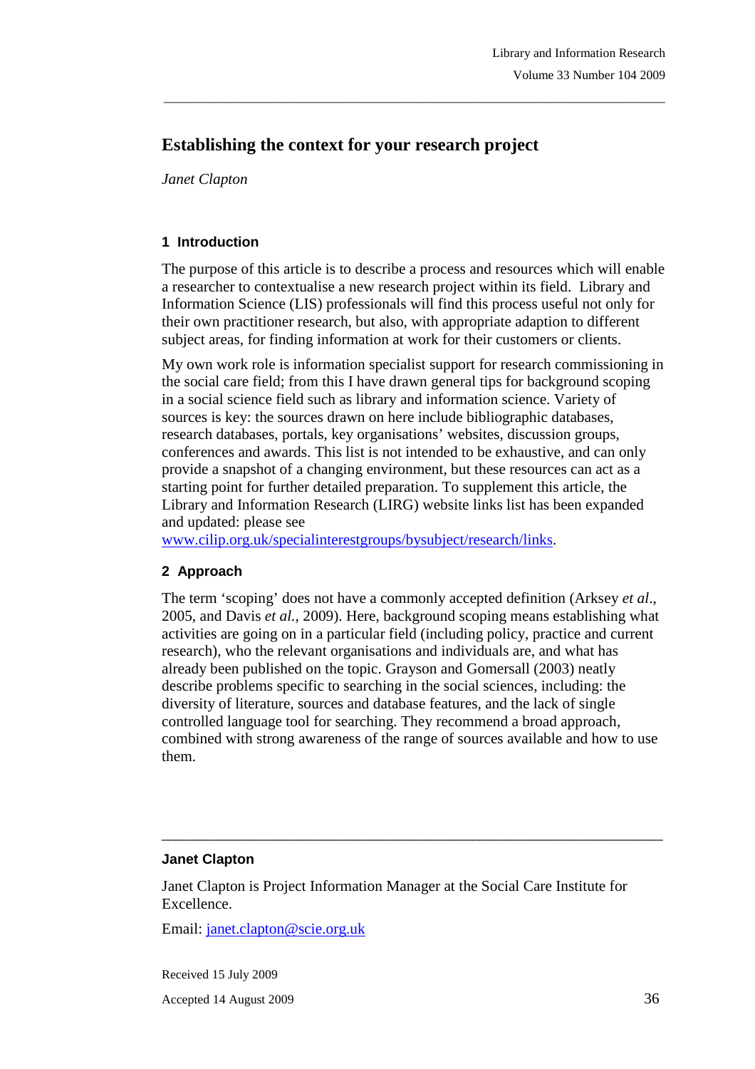# Establishing the context for your research project

*Janet Clapton*

## 1 Introduction

The purpose of this article is to describe a process and resources which will enable a researcher to contextualise a new research project within its field. Library and Information Science (LIS) professionals will find this process useful not only for their own practitioner research, but also, with appropriate adaption to different subject areas, for finding information at work for their customers or clients.

My own work role is information specialist support for research commissioning in the social care field; from this I have drawn general tips for background scoping in a social science field such as library and information science. Variety of sources is key: the sources drawn on here include bibliographic databases, research databases, portals, key organisations' websites, discussion groups, conferences and awards. This list is not intended to be exhaustive, and can only provide a snapshot of a changing environment, but these resources can act as a starting point for further detailed preparation. To supplement this article, the Library and Information Research (LIRG) website links list has been expanded and updated: please see www.cilip.org.uk/specialinterestgroups/bysubject/research/links.

## 2 Approach

The term 'scoping' does not have a commonly accepted definition (Arksey *et al*., 2005, and Davis *et al.*, 2009). Here, background scoping means establishing what activities are going on in a particular field (including policy, practice and current research), who the relevant organisations and individuals are, and what has already been published on the topic. Grayson and Gomersall (2003) neatly describe problems specific to searching in the social sciences, including: the diversity of literature, sources and database features, and the lack of single controlled language tool for searching. They recommend a broad approach, combined with strong awareness of the range of sources available and how to use them.

---

**Janet Clapton**

Janet Clapton is Project Information Manager at the Social Care Institute for Excellence.

Email: janet.clapton@scie.org.uk

Received 15 July 2009

Accepted 14 August 2009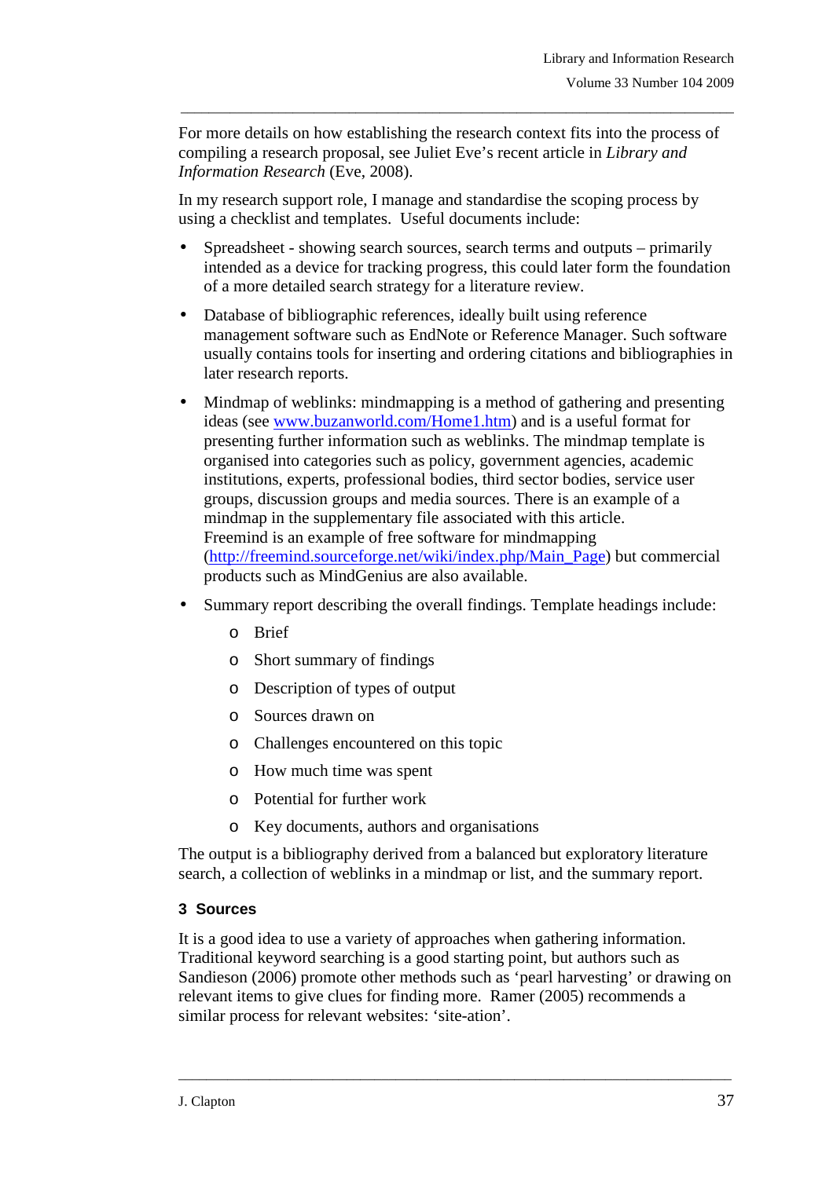For more details on how establishing the research context fits into the process of compiling a research proposal, see Juliet Eve's recent article in *Library and Information Research* (Eve, 2008).

In my research support role, I manage and standardise the scoping process by using a checklist and templates. Useful documents include:

- Spreadsheet - showing search sources, search terms and outputs – primarily intended as a device for tracking progress, this could later form the foundation of a more detailed search strategy for a literature review.
- Database of bibliographic references, ideally built using reference management software such as EndNote or Reference Manager. Such software usually contains tools for inserting and ordering citations and bibliographies in later research reports.
- Mindmap of weblinks: mindmapping is a method of gathering and presenting ideas (see [www.buzanworld.com/Home1.htm](www.buzanworld.com/Home1.htm)) and is a useful format for presenting further information such as weblinks. The mindmap template is organised into categories such as policy, government agencies, academic institutions, experts, professional bodies, third sector bodies, service user groups, discussion groups and media sources. There is an example of a mindmap in the supplementary file associated with this article.
  Freemind is an example of free software for mindmapping ([http://freemind.sourceforge.net/wiki/index.php/Main_Page](http://freemind.sourceforge.net/wiki/index.php/Main_Page)) but commercial products such as MindGenius are also available.
- Summary report describing the overall findings. Template headings include:
  - Brief
  - Short summary of findings
  - Description of types of output
  - Sources drawn on
  - Challenges encountered on this topic
  - How much time was spent
  - Potential for further work
  - Key documents, authors and organisations

The output is a bibliography derived from a balanced but exploratory literature search, a collection of weblinks in a mindmap or list, and the summary report.

### 3 Sources

It is a good idea to use a variety of approaches when gathering information. Traditional keyword searching is a good starting point, but authors such as Sandieson (2006) promote other methods such as 'pearl harvesting' or drawing on relevant items to give clues for finding more. Ramer (2005) recommends a similar process for relevant websites: 'site-ation'.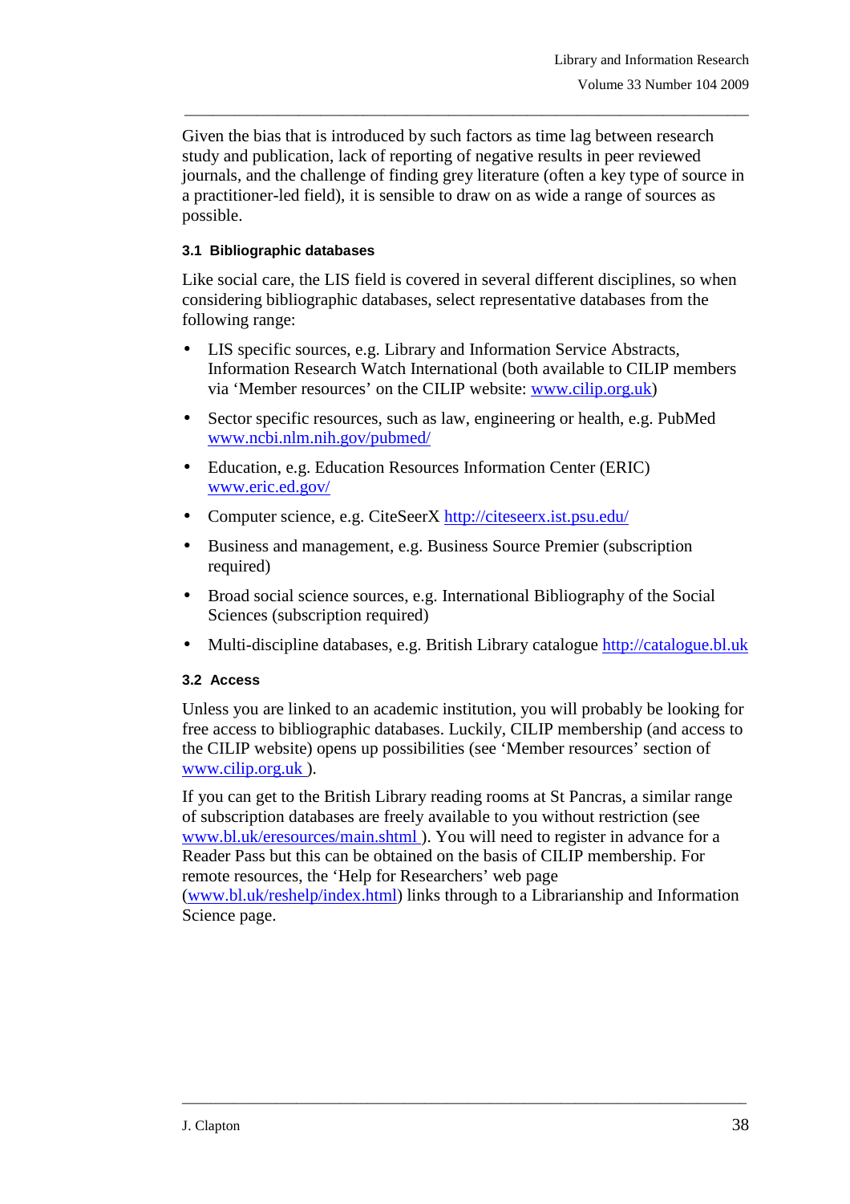Given the bias that is introduced by such factors as time lag between research study and publication, lack of reporting of negative results in peer reviewed journals, and the challenge of finding grey literature (often a key type of source in a practitioner-led field), it is sensible to draw on as wide a range of sources as possible.

### 3.1 Bibliographic databases

Like social care, the LIS field is covered in several different disciplines, so when considering bibliographic databases, select representative databases from the following range:

- LIS specific sources, e.g. Library and Information Service Abstracts, Information Research Watch International (both available to CILIP members via 'Member resources' on the CILIP website: www.cilip.org.uk)
- Sector specific resources, such as law, engineering or health, e.g. PubMed www.ncbi.nlm.nih.gov/pubmed/
- Education, e.g. Education Resources Information Center (ERIC) www.eric.ed.gov/
- Computer science, e.g. CiteSeerX http://citeseerx.ist.psu.edu/
- Business and management, e.g. Business Source Premier (subscription required)
- Broad social science sources, e.g. International Bibliography of the Social Sciences (subscription required)
- Multi-discipline databases, e.g. British Library catalogue http://catalogue.bl.uk

### 3.2 Access

Unless you are linked to an academic institution, you will probably be looking for free access to bibliographic databases. Luckily, CILIP membership (and access to the CILIP website) opens up possibilities (see 'Member resources' section of www.cilip.org.uk ).

If you can get to the British Library reading rooms at St Pancras, a similar range of subscription databases are freely available to you without restriction (see www.bl.uk/eresources/main.shtml ). You will need to register in advance for a Reader Pass but this can be obtained on the basis of CILIP membership. For remote resources, the 'Help for Researchers' web page (www.bl.uk/reshelp/index.html) links through to a Librarianship and Information Science page.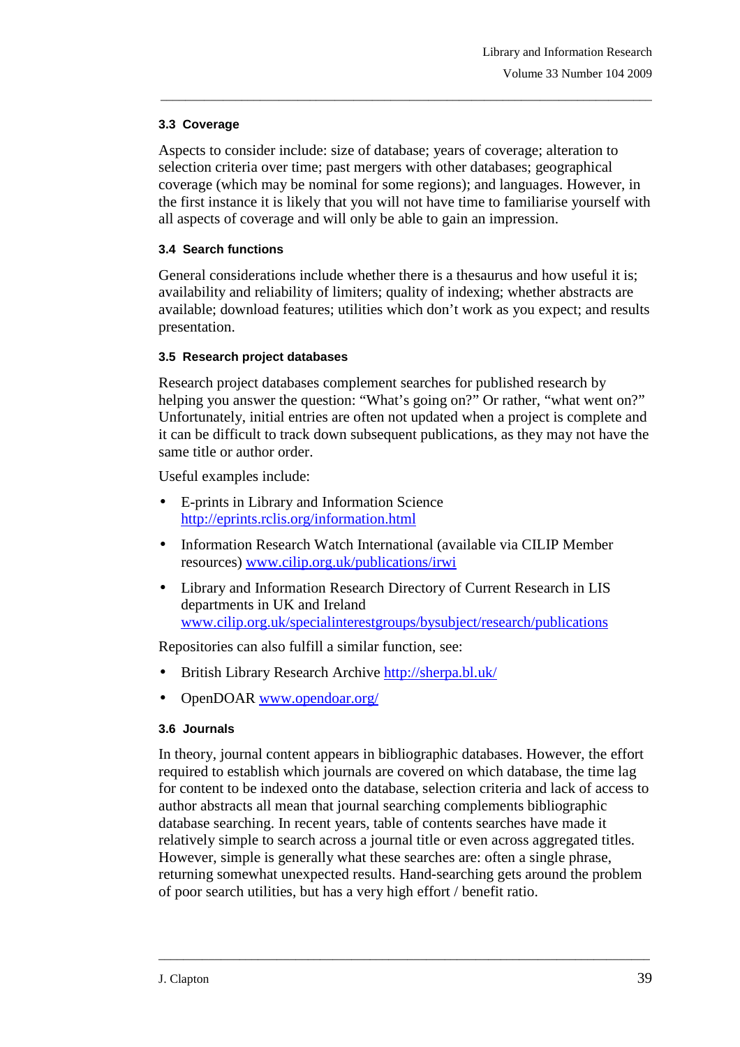### 3.3 Coverage

Aspects to consider include: size of database; years of coverage; alteration to selection criteria over time; past mergers with other databases; geographical coverage (which may be nominal for some regions); and languages. However, in the first instance it is likely that you will not have time to familiarise yourself with all aspects of coverage and will only be able to gain an impression.

### 3.4 Search functions

General considerations include whether there is a thesaurus and how useful it is; availability and reliability of limiters; quality of indexing; whether abstracts are available; download features; utilities which don't work as you expect; and results presentation.

### 3.5 Research project databases

Research project databases complement searches for published research by helping you answer the question: "What's going on?" Or rather, "what went on?" Unfortunately, initial entries are often not updated when a project is complete and it can be difficult to track down subsequent publications, as they may not have the same title or author order.

Useful examples include:

- E-prints in Library and Information Science [http://eprints.rclis.org/information.html](http://eprints.rclis.org/information.html)
- Information Research Watch International (available via CILIP Member resources) [www.cilip.org.uk/publications/irwi](www.cilip.org.uk/publications/irwi)
- Library and Information Research Directory of Current Research in LIS departments in UK and Ireland [www.cilip.org.uk/specialinterestgroups/bysubject/research/publications](www.cilip.org.uk/specialinterestgroups/bysubject/research/publications)

Repositories can also fulfill a similar function, see:

- British Library Research Archive [http://sherpa.bl.uk/](http://sherpa.bl.uk/)
- OpenDOAR [www.opendoar.org/](www.opendoar.org/)

### 3.6 Journals

In theory, journal content appears in bibliographic databases. However, the effort required to establish which journals are covered on which database, the time lag for content to be indexed onto the database, selection criteria and lack of access to author abstracts all mean that journal searching complements bibliographic database searching. In recent years, table of contents searches have made it relatively simple to search across a journal title or even across aggregated titles. However, simple is generally what these searches are: often a single phrase, returning somewhat unexpected results. Hand-searching gets around the problem of poor search utilities, but has a very high effort / benefit ratio.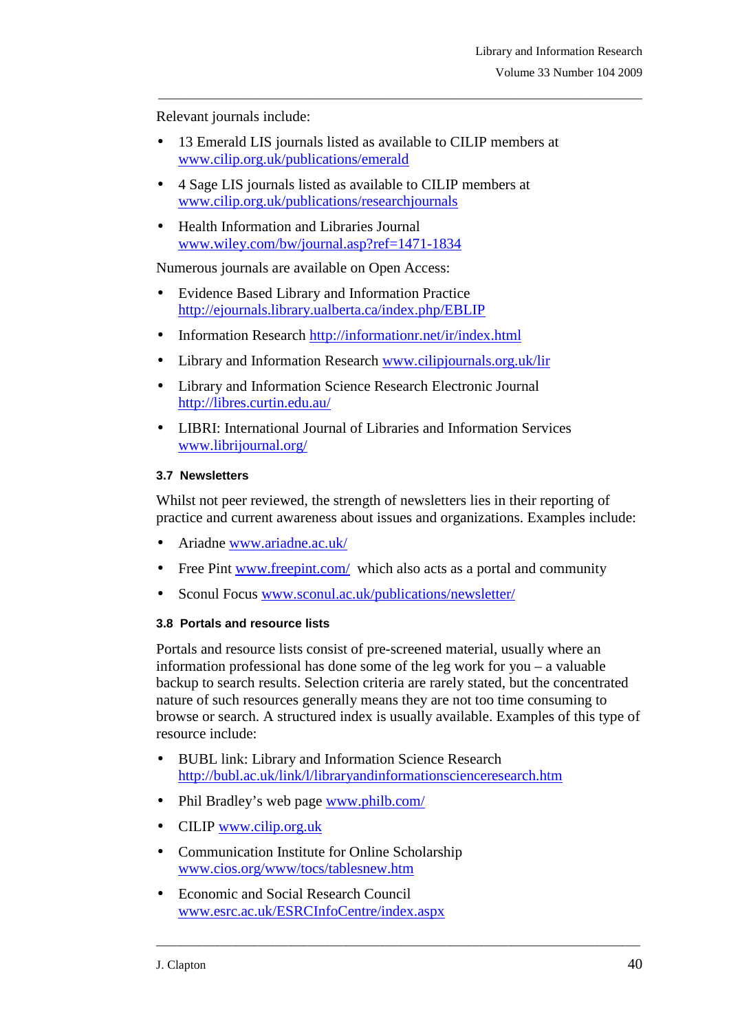Relevant journals include:

- 13 Emerald LIS journals listed as available to CILIP members at www.cilip.org.uk/publications/emerald
- 4 Sage LIS journals listed as available to CILIP members at www.cilip.org.uk/publications/researchjournals
- Health Information and Libraries Journal www.wiley.com/bw/journal.asp?ref=1471-1834

Numerous journals are available on Open Access:

- Evidence Based Library and Information Practice http://ejournals.library.ualberta.ca/index.php/EBLIP
- Information Research http://informationr.net/ir/index.html
- Library and Information Research www.cilipjournals.org.uk/lir
- Library and Information Science Research Electronic Journal http://libres.curtin.edu.au/
- LIBRI: International Journal of Libraries and Information Services www.librijournal.org/

### 3.7 Newsletters

Whilst not peer reviewed, the strength of newsletters lies in their reporting of practice and current awareness about issues and organizations. Examples include:

- Ariadne www.ariadne.ac.uk/
- Free Pint www.freepint.com/ which also acts as a portal and community
- Sconul Focus www.sconul.ac.uk/publications/newsletter/

### 3.8 Portals and resource lists

Portals and resource lists consist of pre-screened material, usually where an information professional has done some of the leg work for you – a valuable backup to search results. Selection criteria are rarely stated, but the concentrated nature of such resources generally means they are not too time consuming to browse or search. A structured index is usually available. Examples of this type of resource include:

- BUBL link: Library and Information Science Research http://bubl.ac.uk/link/l/libraryandinformationscienceresearch.htm
- Phil Bradley's web page www.philb.com/
- CILIP www.cilip.org.uk
- Communication Institute for Online Scholarship www.cios.org/www/tocs/tablesnew.htm
- Economic and Social Research Council www.esrc.ac.uk/ESRCInfoCentre/index.aspx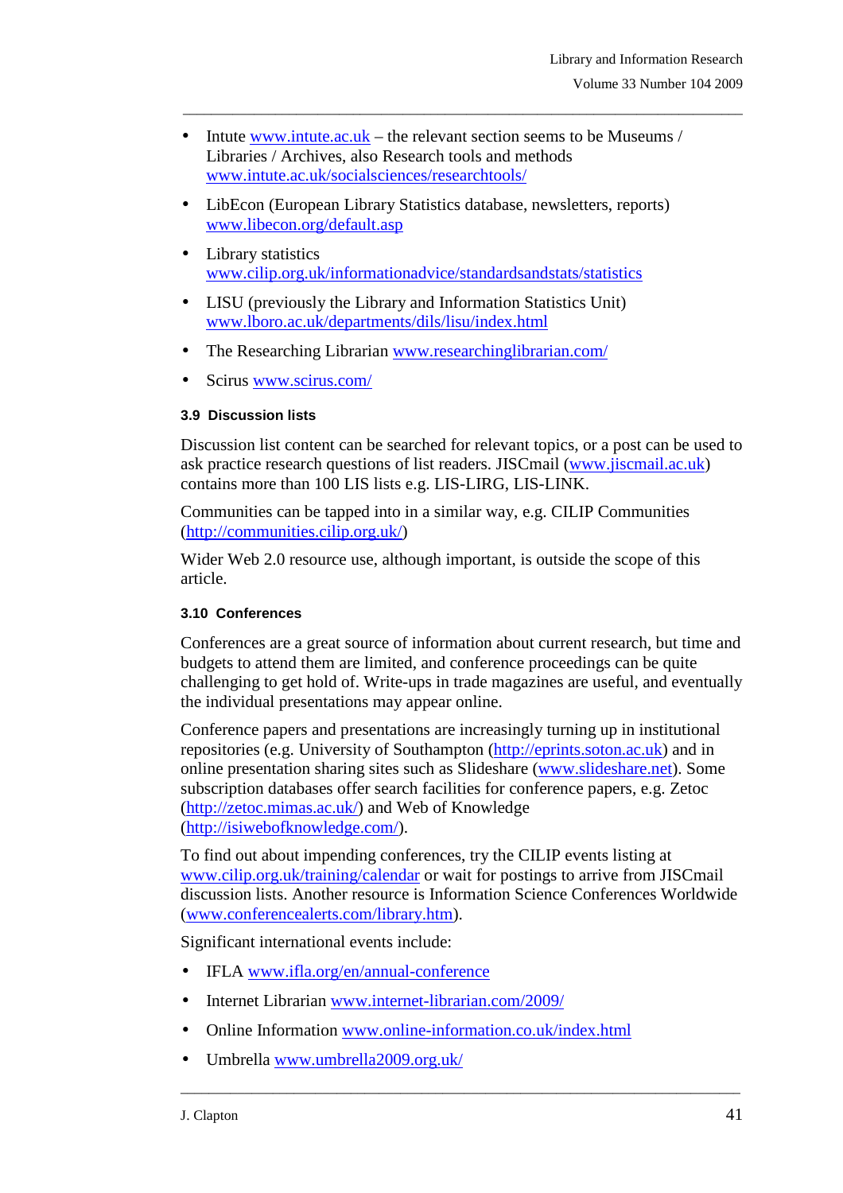- Intute www.intute.ac.uk – the relevant section seems to be Museums / Libraries / Archives, also Research tools and methods www.intute.ac.uk/socialsciences/researchtools/
- LibEcon (European Library Statistics database, newsletters, reports) www.libecon.org/default.asp
- Library statistics www.cilip.org.uk/informationadvice/standardsandstats/statistics
- LISU (previously the Library and Information Statistics Unit) www.lboro.ac.uk/departments/dils/lisu/index.html
- The Researching Librarian www.researchinglibrarian.com/
- Scirus www.scirus.com/

### 3.9 Discussion lists

Discussion list content can be searched for relevant topics, or a post can be used to ask practice research questions of list readers. JISCmail (www.jiscmail.ac.uk) contains more than 100 LIS lists e.g. LIS-LIRG, LIS-LINK.

Communities can be tapped into in a similar way, e.g. CILIP Communities (http://communities.cilip.org.uk/)

Wider Web 2.0 resource use, although important, is outside the scope of this article.

### 3.10 Conferences

Conferences are a great source of information about current research, but time and budgets to attend them are limited, and conference proceedings can be quite challenging to get hold of. Write-ups in trade magazines are useful, and eventually the individual presentations may appear online.

Conference papers and presentations are increasingly turning up in institutional repositories (e.g. University of Southampton (http://eprints.soton.ac.uk) and in online presentation sharing sites such as Slideshare (www.slideshare.net). Some subscription databases offer search facilities for conference papers, e.g. Zetoc (http://zetoc.mimas.ac.uk/) and Web of Knowledge (http://isiwebofknowledge.com/).

To find out about impending conferences, try the CILIP events listing at www.cilip.org.uk/training/calendar or wait for postings to arrive from JISCmail discussion lists. Another resource is Information Science Conferences Worldwide (www.conferencealerts.com/library.htm).

Significant international events include:

- IFLA www.ifla.org/en/annual-conference
- Internet Librarian www.internet-librarian.com/2009/
- Online Information www.online-information.co.uk/index.html
- Umbrella www.umbrella2009.org.uk/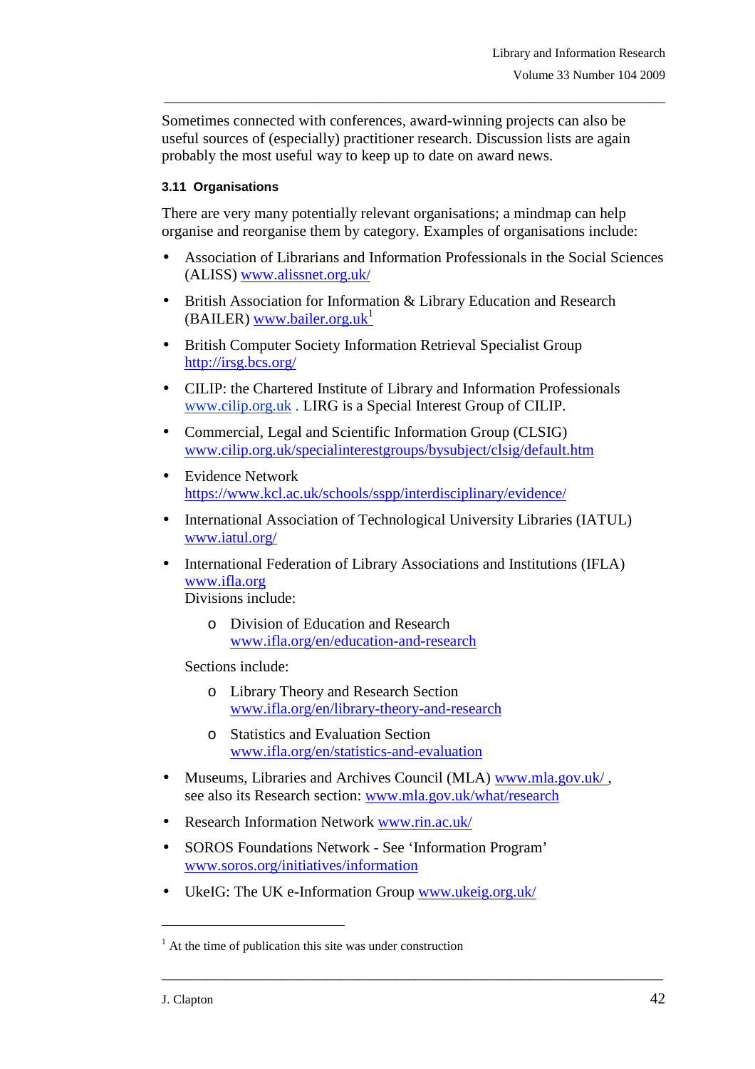Sometimes connected with conferences, award-winning projects can also be useful sources of (especially) practitioner research. Discussion lists are again probably the most useful way to keep up to date on award news.

### 3.11 Organisations

There are very many potentially relevant organisations; a mindmap can help organise and reorganise them by category. Examples of organisations include:

- Association of Librarians and Information Professionals in the Social Sciences (ALISS) www.alissnet.org.uk/
- British Association for Information & Library Education and Research (BAILER) www.bailer.org.uk[1]
- British Computer Society Information Retrieval Specialist Group http://irsg.bcs.org/
- CILIP: the Chartered Institute of Library and Information Professionals www.cilip.org.uk . LIRG is a Special Interest Group of CILIP.
- Commercial, Legal and Scientific Information Group (CLSIG) www.cilip.org.uk/specialinterestgroups/bysubject/clsig/default.htm
- Evidence Network https://www.kcl.ac.uk/schools/sspp/interdisciplinary/evidence/
- International Association of Technological University Libraries (IATUL) www.iatul.org/
- International Federation of Library Associations and Institutions (IFLA) www.ifla.org
  Divisions include:
  - Division of Education and Research www.ifla.org/en/education-and-research

  Sections include:
  - Library Theory and Research Section www.ifla.org/en/library-theory-and-research
  - Statistics and Evaluation Section www.ifla.org/en/statistics-and-evaluation
- Museums, Libraries and Archives Council (MLA) www.mla.gov.uk/ , see also its Research section: www.mla.gov.uk/what/research
- Research Information Network www.rin.ac.uk/
- SOROS Foundations Network - See 'Information Program' www.soros.org/initiatives/information
- UkeIG: The UK e-Information Group www.ukeig.org.uk/

[1] At the time of publication this site was under construction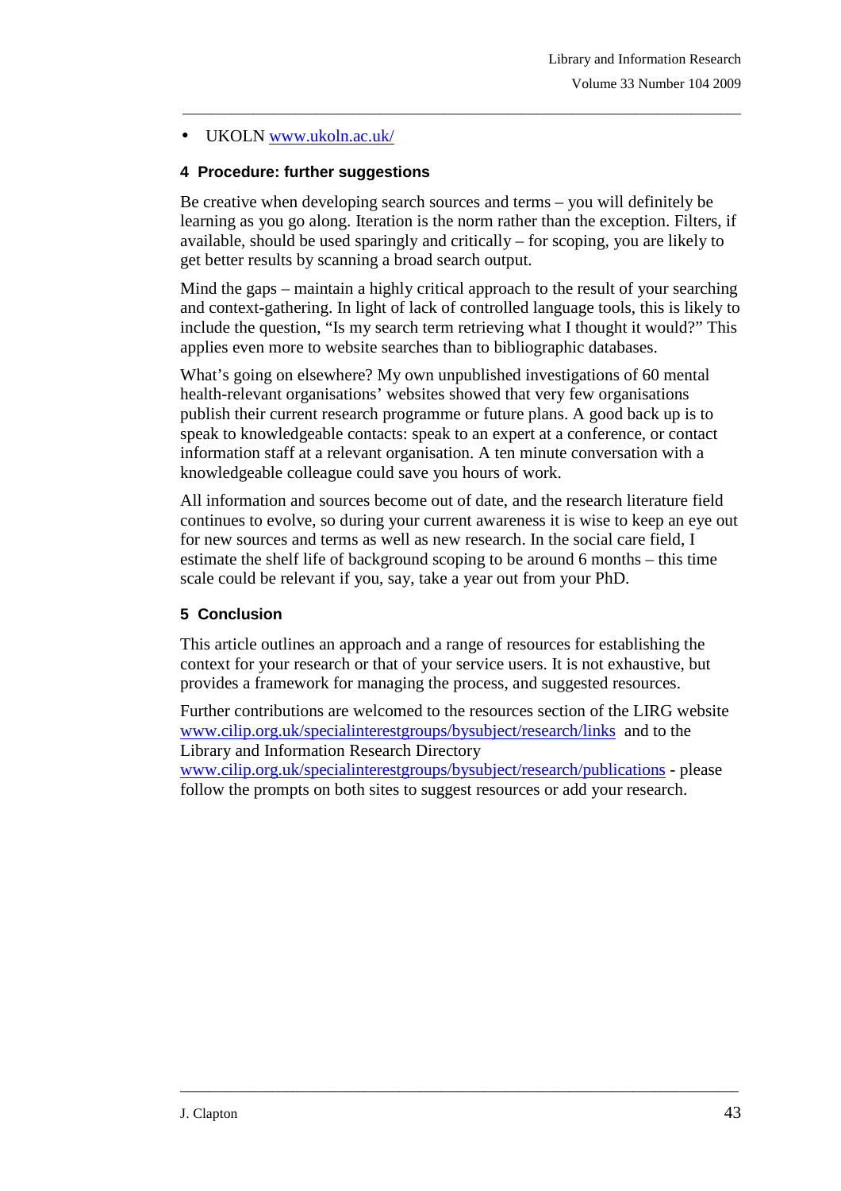- UKOLN www.ukoln.ac.uk/

## 4 Procedure: further suggestions

Be creative when developing search sources and terms – you will definitely be learning as you go along. Iteration is the norm rather than the exception. Filters, if available, should be used sparingly and critically – for scoping, you are likely to get better results by scanning a broad search output.

Mind the gaps – maintain a highly critical approach to the result of your searching and context-gathering. In light of lack of controlled language tools, this is likely to include the question, "Is my search term retrieving what I thought it would?" This applies even more to website searches than to bibliographic databases.

What's going on elsewhere? My own unpublished investigations of 60 mental health-relevant organisations' websites showed that very few organisations publish their current research programme or future plans. A good back up is to speak to knowledgeable contacts: speak to an expert at a conference, or contact information staff at a relevant organisation. A ten minute conversation with a knowledgeable colleague could save you hours of work.

All information and sources become out of date, and the research literature field continues to evolve, so during your current awareness it is wise to keep an eye out for new sources and terms as well as new research. In the social care field, I estimate the shelf life of background scoping to be around 6 months – this time scale could be relevant if you, say, take a year out from your PhD.

## 5 Conclusion

This article outlines an approach and a range of resources for establishing the context for your research or that of your service users. It is not exhaustive, but provides a framework for managing the process, and suggested resources.

Further contributions are welcomed to the resources section of the LIRG website www.cilip.org.uk/specialinterestgroups/bysubject/research/links and to the Library and Information Research Directory www.cilip.org.uk/specialinterestgroups/bysubject/research/publications - please follow the prompts on both sites to suggest resources or add your research.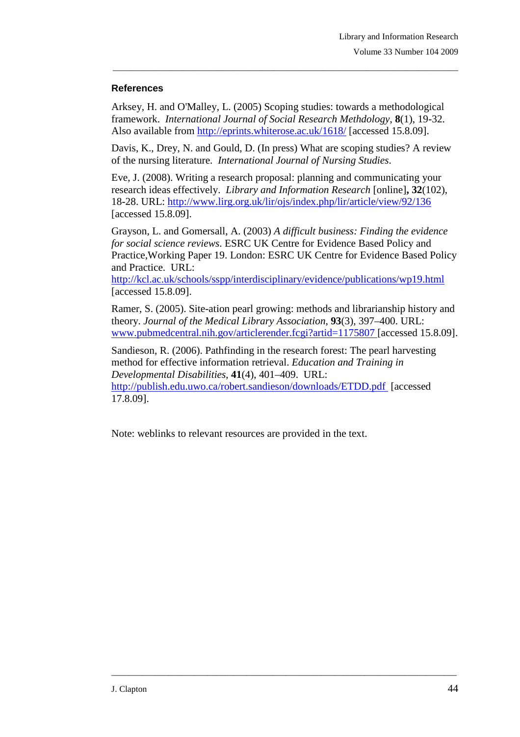### References

Arksey, H. and O'Malley, L. (2005) Scoping studies: towards a methodological framework. *International Journal of Social Research Methdology*, **8**(1), 19-32. Also available from http://eprints.whiterose.ac.uk/1618/ [accessed 15.8.09].

Davis, K., Drey, N. and Gould, D. (In press) What are scoping studies? A review of the nursing literature. *International Journal of Nursing Studies*.

Eve, J. (2008). Writing a research proposal: planning and communicating your research ideas effectively. *Library and Information Research* [online]**, 32**(102), 18-28. URL: http://www.lirg.org.uk/lir/ojs/index.php/lir/article/view/92/136 [accessed 15.8.09].

Grayson, L. and Gomersall, A. (2003) *A difficult business: Finding the evidence for social science reviews*. ESRC UK Centre for Evidence Based Policy and Practice,Working Paper 19. London: ESRC UK Centre for Evidence Based Policy and Practice. URL: http://kcl.ac.uk/schools/sspp/interdisciplinary/evidence/publications/wp19.html [accessed 15.8.09].

Ramer, S. (2005). Site-ation pearl growing: methods and librarianship history and theory. *Journal of the Medical Library Association*, **93**(3), 397–400. URL: www.pubmedcentral.nih.gov/articlerender.fcgi?artid=1175807 [accessed 15.8.09].

Sandieson, R. (2006). Pathfinding in the research forest: The pearl harvesting method for effective information retrieval. *Education and Training in Developmental Disabilities*, **41**(4), 401–409. URL: http://publish.edu.uwo.ca/robert.sandieson/downloads/ETDD.pdf [accessed 17.8.09].

Note: weblinks to relevant resources are provided in the text.